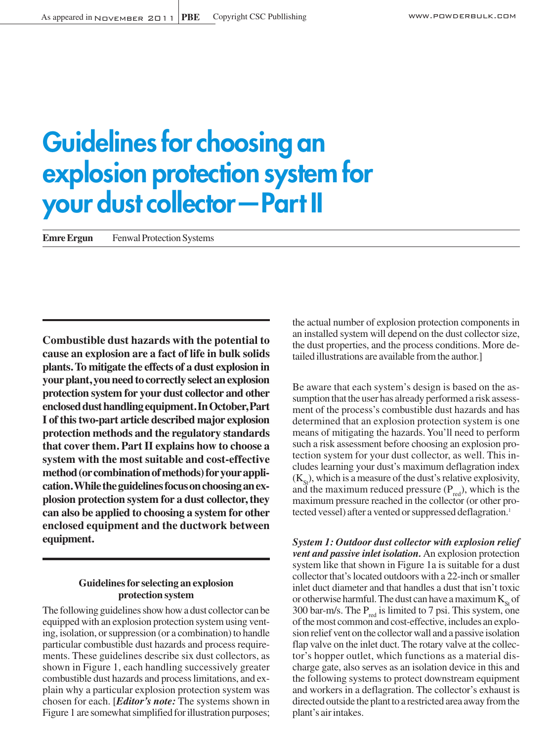# Guidelines for choosing an explosion protection system for your dust collector—Part II

**Emre Ergun** Fenwal Protection Systems

**Combustible dust hazards with the potential to cause an explosion are a fact of life in bulk solids plants. To mitigate the effects of a dust explosion in your plant, you need to correctly select an explosion protection system for your dust collector and other enclosed dust handling equipment. In October, Part I of this two-part article described major explosion protection methods and the regulatory standards that cover them. Part II explains how to choose a system with the most suitable and cost-effective method (or combination of methods) for your application. While the guidelines focus on choosing an explosion protection system for a dust collector, they can also be applied to choosing a system for other enclosed equipment and the ductwork between equipment.**

### Guidelines for selecting an explosion protection system

The following guidelines show how a dust collector can be equipped with an explosion protection system using venting, isolation, or suppression (or a combination) to handle particular combustible dust hazards and process requirements. These guidelines describe six dust collectors, as shown in Figure 1, each handling successively greater combustible dust hazards and process limitations, and explain why a particular explosion protection system was chosen for each. [*Editor's note:* The systems shown in Figure 1 are somewhat simplified for illustration purposes; the actual number of explosion protection components in an installed system will depend on the dust collector size, the dust properties, and the process conditions. More detailed illustrations are available from the author.]

Be aware that each system's design is based on the assumption that the user has already performed a risk assessment of the process's combustible dust hazards and has determined that an explosion protection system is one means of mitigating the hazards. You'll need to perform such a risk assessment before choosing an explosion protection system for your dust collector, as well. This includes learning your dust's maximum deflagration index ($K_{St}$), which is a measure of the dust's relative explosivity, and the maximum reduced pressure ($P_{red}$), which is the maximum pressure reached in the collector (or other protected vessel) after a vented or suppressed deflagration.[1]

***System 1: Outdoor dust collector with explosion relief vent and passive inlet isolation.*** An explosion protection system like that shown in Figure 1a is suitable for a dust collector that's located outdoors with a 22-inch or smaller inlet duct diameter and that handles a dust that isn't toxic or otherwise harmful. The dust can have a maximum $K_{St}$ of 300 bar-m/s. The $P_{red}$ is limited to 7 psi. This system, one of the most common and cost-effective, includes an explosion relief vent on the collector wall and a passive isolation flap valve on the inlet duct. The rotary valve at the collector's hopper outlet, which functions as a material discharge gate, also serves as an isolation device in this and the following systems to protect downstream equipment and workers in a deflagration. The collector's exhaust is directed outside the plant to a restricted area away from the plant's air intakes.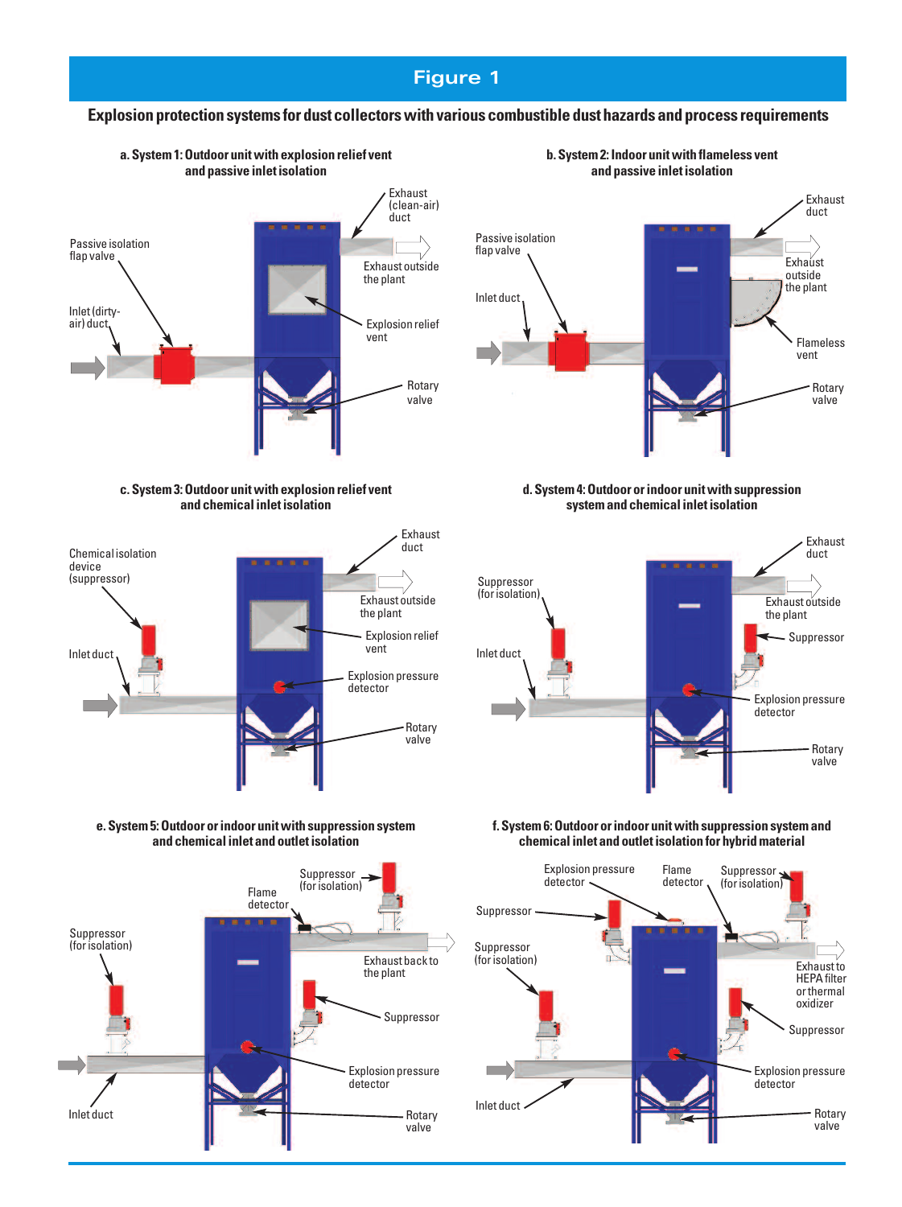# Figure 1

**Explosion protection systems for dust collectors with various combustible dust hazards and process requirements**

**a. System 1: Outdoor unit with explosion relief vent and passive inlet isolation**

Exhaust (clean-air) duct

Passive isolation flap valve

Exhaust outside the plant

Inlet (dirty-air) duct

Explosion relief vent

Rotary valve

**b. System 2: Indoor unit with flameless vent and passive inlet isolation**

Exhaust duct

Passive isolation flap valve

Exhaust outside the plant

Inlet duct

Flameless vent

Rotary valve

**c. System 3: Outdoor unit with explosion relief vent and chemical inlet isolation**

Exhaust duct

Chemical isolation device (suppressor)

Exhaust outside the plant

Inlet duct

Explosion relief vent

Explosion pressure detector

Rotary valve

**d. System 4: Outdoor or indoor unit with suppression system and chemical inlet isolation**

Exhaust duct

Suppressor (for isolation)

Exhaust outside the plant

Inlet duct

Suppressor

Explosion pressure detector

Rotary valve

**e. System 5: Outdoor or indoor unit with suppression system and chemical inlet and outlet isolation**

Suppressor (for isolation)

Flame detector

Suppressor (for isolation)

Exhaust back to the plant

Suppressor

Explosion pressure detector

Inlet duct

Rotary valve

**f. System 6: Outdoor or indoor unit with suppression system and chemical inlet and outlet isolation for hybrid material**

Explosion pressure detector

Flame detector

Suppressor (for isolation)

Suppressor

Suppressor (for isolation)

Exhaust to HEPA filter or thermal oxidizer

Suppressor

Explosion pressure detector

Inlet duct

Rotary valve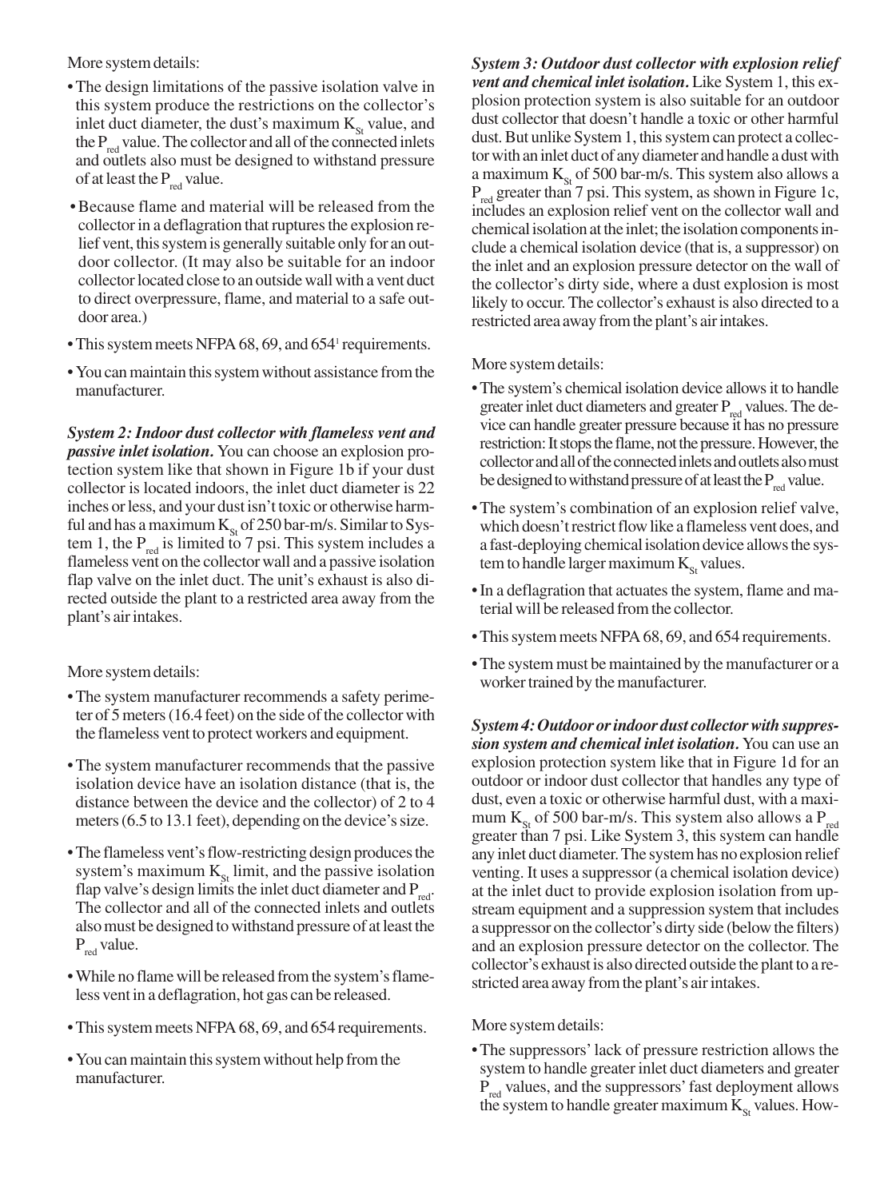More system details:

- The design limitations of the passive isolation valve in this system produce the restrictions on the collector's inlet duct diameter, the dust's maximum $K_{St}$ value, and the $P_{red}$ value. The collector and all of the connected inlets and outlets also must be designed to withstand pressure of at least the $P_{red}$ value.
- Because flame and material will be released from the collector in a deflagration that ruptures the explosion relief vent, this system is generally suitable only for an outdoor collector. (It may also be suitable for an indoor collector located close to an outside wall with a vent duct to direct overpressure, flame, and material to a safe outdoor area.)
- This system meets NFPA 68, 69, and 654[1] requirements.
- You can maintain this system without assistance from the manufacturer.

***System 2: Indoor dust collector with flameless vent and passive inlet isolation.*** You can choose an explosion protection system like that shown in Figure 1b if your dust collector is located indoors, the inlet duct diameter is 22 inches or less, and your dust isn't toxic or otherwise harmful and has a maximum $K_{St}$ of 250 bar-m/s. Similar to System 1, the $P_{red}$ is limited to 7 psi. This system includes a flameless vent on the collector wall and a passive isolation flap valve on the inlet duct. The unit's exhaust is also directed outside the plant to a restricted area away from the plant's air intakes.

More system details:

- The system manufacturer recommends a safety perimeter of 5 meters (16.4 feet) on the side of the collector with the flameless vent to protect workers and equipment.
- The system manufacturer recommends that the passive isolation device have an isolation distance (that is, the distance between the device and the collector) of 2 to 4 meters (6.5 to 13.1 feet), depending on the device's size.
- The flameless vent's flow-restricting design produces the system's maximum $K_{St}$ limit, and the passive isolation flap valve's design limits the inlet duct diameter and $P_{red}$. The collector and all of the connected inlets and outlets also must be designed to withstand pressure of at least the $P_{red}$ value.
- While no flame will be released from the system's flameless vent in a deflagration, hot gas can be released.
- This system meets NFPA 68, 69, and 654 requirements.
- You can maintain this system without help from the manufacturer.

***System 3: Outdoor dust collector with explosion relief vent and chemical inlet isolation.*** Like System 1, this explosion protection system is also suitable for an outdoor dust collector that doesn't handle a toxic or other harmful dust. But unlike System 1, this system can protect a collector with an inlet duct of any diameter and handle a dust with a maximum $K_{St}$ of 500 bar-m/s. This system also allows a $P_{red}$ greater than 7 psi. This system, as shown in Figure 1c, includes an explosion relief vent on the collector wall and chemical isolation at the inlet; the isolation components include a chemical isolation device (that is, a suppressor) on the inlet and an explosion pressure detector on the wall of the collector's dirty side, where a dust explosion is most likely to occur. The collector's exhaust is also directed to a restricted area away from the plant's air intakes.

More system details:

- The system's chemical isolation device allows it to handle greater inlet duct diameters and greater $P_{red}$ values. The device can handle greater pressure because it has no pressure restriction: It stops the flame, not the pressure. However, the collector and all of the connected inlets and outlets also must be designed to withstand pressure of at least the $P_{red}$ value.
- The system's combination of an explosion relief valve, which doesn't restrict flow like a flameless vent does, and a fast-deploying chemical isolation device allows the system to handle larger maximum $K_{St}$ values.
- In a deflagration that actuates the system, flame and material will be released from the collector.
- This system meets NFPA 68, 69, and 654 requirements.
- The system must be maintained by the manufacturer or a worker trained by the manufacturer.

***System 4: Outdoor or indoor dust collector with suppression system and chemical inlet isolation.*** You can use an explosion protection system like that in Figure 1d for an outdoor or indoor dust collector that handles any type of dust, even a toxic or otherwise harmful dust, with a maximum $K_{St}$ of 500 bar-m/s. This system also allows a $P_{red}$ greater than 7 psi. Like System 3, this system can handle any inlet duct diameter. The system has no explosion relief venting. It uses a suppressor (a chemical isolation device) at the inlet duct to provide explosion isolation from upstream equipment and a suppression system that includes a suppressor on the collector's dirty side (below the filters) and an explosion pressure detector on the collector. The collector's exhaust is also directed outside the plant to a restricted area away from the plant's air intakes.

More system details:

- The suppressors' lack of pressure restriction allows the system to handle greater inlet duct diameters and greater $P_{red}$ values, and the suppressors' fast deployment allows the system to handle greater maximum $K_{St}$ values. How-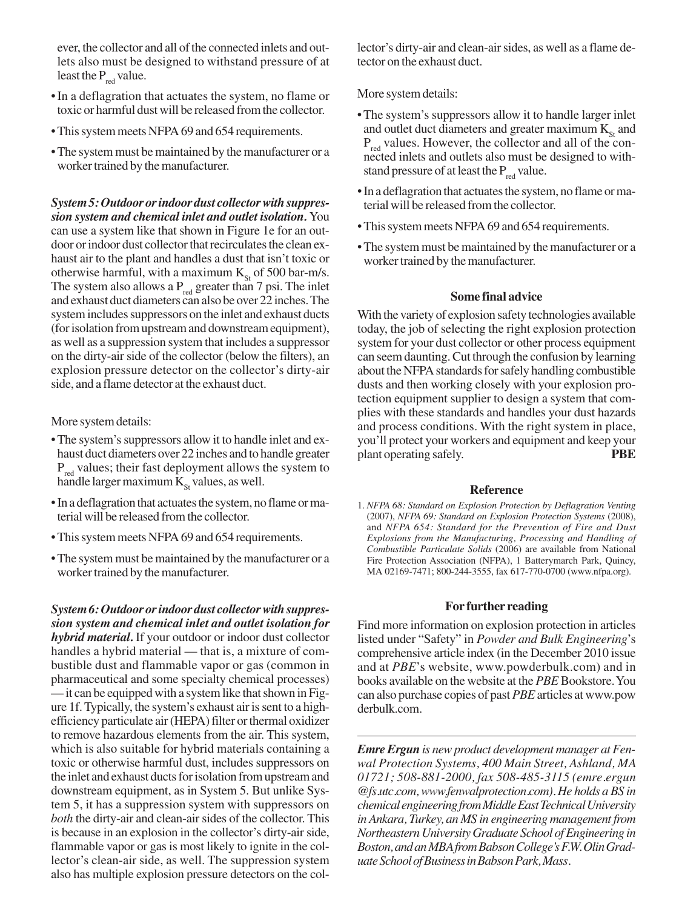ever, the collector and all of the connected inlets and outlets also must be designed to withstand pressure of at least the $P_{red}$ value.

- In a deflagration that actuates the system, no flame or toxic or harmful dust will be released from the collector.
- This system meets NFPA 69 and 654 requirements.
- The system must be maintained by the manufacturer or a worker trained by the manufacturer.

***System 5: Outdoor or indoor dust collector with suppression system and chemical inlet and outlet isolation.*** You can use a system like that shown in Figure 1e for an outdoor or indoor dust collector that recirculates the clean exhaust air to the plant and handles a dust that isn't toxic or otherwise harmful, with a maximum $K_{St}$ of 500 bar-m/s. The system also allows a $P_{red}$ greater than 7 psi. The inlet and exhaust duct diameters can also be over 22 inches. The system includes suppressors on the inlet and exhaust ducts (for isolation from upstream and downstream equipment), as well as a suppression system that includes a suppressor on the dirty-air side of the collector (below the filters), an explosion pressure detector on the collector's dirty-air side, and a flame detector at the exhaust duct.

More system details:

- The system's suppressors allow it to handle inlet and exhaust duct diameters over 22 inches and to handle greater $P_{red}$ values; their fast deployment allows the system to handle larger maximum $K_{St}$ values, as well.
- In a deflagration that actuates the system, no flame or material will be released from the collector.
- This system meets NFPA 69 and 654 requirements.
- The system must be maintained by the manufacturer or a worker trained by the manufacturer.

***System 6: Outdoor or indoor dust collector with suppression system and chemical inlet and outlet isolation for hybrid material.*** If your outdoor or indoor dust collector handles a hybrid material — that is, a mixture of combustible dust and flammable vapor or gas (common in pharmaceutical and some specialty chemical processes) — it can be equipped with a system like that shown in Figure 1f. Typically, the system's exhaust air is sent to a high-efficiency particulate air (HEPA) filter or thermal oxidizer to remove hazardous elements from the air. This system, which is also suitable for hybrid materials containing a toxic or otherwise harmful dust, includes suppressors on the inlet and exhaust ducts for isolation from upstream and downstream equipment, as in System 5. But unlike System 5, it has a suppression system with suppressors on *both* the dirty-air and clean-air sides of the collector. This is because in an explosion in the collector's dirty-air side, flammable vapor or gas is most likely to ignite in the collector's clean-air side, as well. The suppression system also has multiple explosion pressure detectors on the collector's dirty-air and clean-air sides, as well as a flame detector on the exhaust duct.

More system details:

- The system's suppressors allow it to handle larger inlet and outlet duct diameters and greater maximum $K_{St}$ and $P_{red}$ values. However, the collector and all of the connected inlets and outlets also must be designed to withstand pressure of at least the $P_{red}$ value.
- In a deflagration that actuates the system, no flame or material will be released from the collector.
- This system meets NFPA 69 and 654 requirements.
- The system must be maintained by the manufacturer or a worker trained by the manufacturer.

### Some final advice

With the variety of explosion safety technologies available today, the job of selecting the right explosion protection system for your dust collector or other process equipment can seem daunting. Cut through the confusion by learning about the NFPA standards for safely handling combustible dusts and then working closely with your explosion protection equipment supplier to design a system that complies with these standards and handles your dust hazards and process conditions. With the right system in place, you'll protect your workers and equipment and keep your plant operating safely. **PBE**

### Reference

1. *NFPA 68: Standard on Explosion Protection by Deflagration Venting* (2007), *NFPA 69: Standard on Explosion Protection Systems* (2008), and *NFPA 654: Standard for the Prevention of Fire and Dust Explosions from the Manufacturing, Processing and Handling of Combustible Particulate Solids* (2006) are available from National Fire Protection Association (NFPA), 1 Batterymarch Park, Quincy, MA 02169-7471; 800-244-3555, fax 617-770-0700 (www.nfpa.org).

### For further reading

Find more information on explosion protection in articles listed under "Safety" in *Powder and Bulk Engineering*'s comprehensive article index (in the December 2010 issue and at *PBE*'s website, www.powderbulk.com) and in books available on the website at the *PBE* Bookstore. You can also purchase copies of past *PBE* articles at www.powderbulk.com.

---

***Emre Ergun** is new product development manager at Fenwal Protection Systems, 400 Main Street, Ashland, MA 01721; 508-881-2000, fax 508-485-3115 (emre.ergun@fs.utc.com, www.fenwalprotection.com). He holds a BS in chemical engineering from Middle East Technical University in Ankara, Turkey, an MS in engineering management from Northeastern University Graduate School of Engineering in Boston, and an MBA from Babson College's F.W. Olin Graduate School of Business in Babson Park, Mass.*